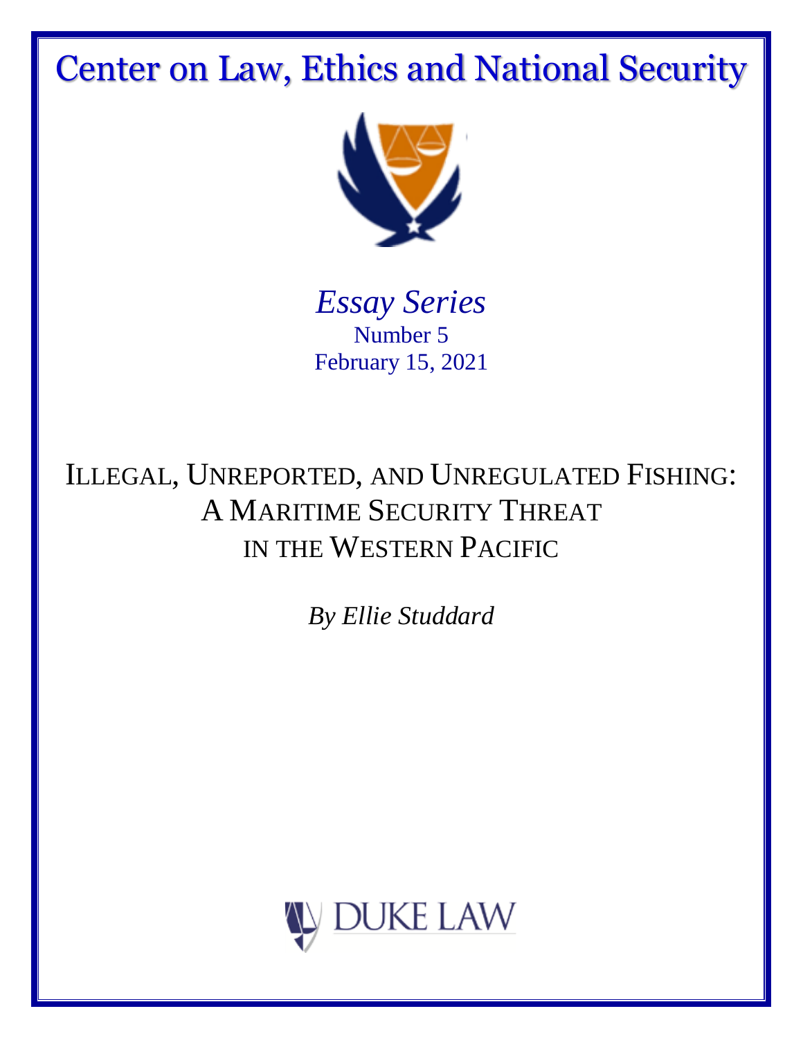# Center on Law, Ethics and National Security

*Essay Series*
Number 5
February 15, 2021

## ILLEGAL, UNREPORTED, AND UNREGULATED FISHING: A MARITIME SECURITY THREAT IN THE WESTERN PACIFIC

*By Ellie Studdard*

DUKE LAW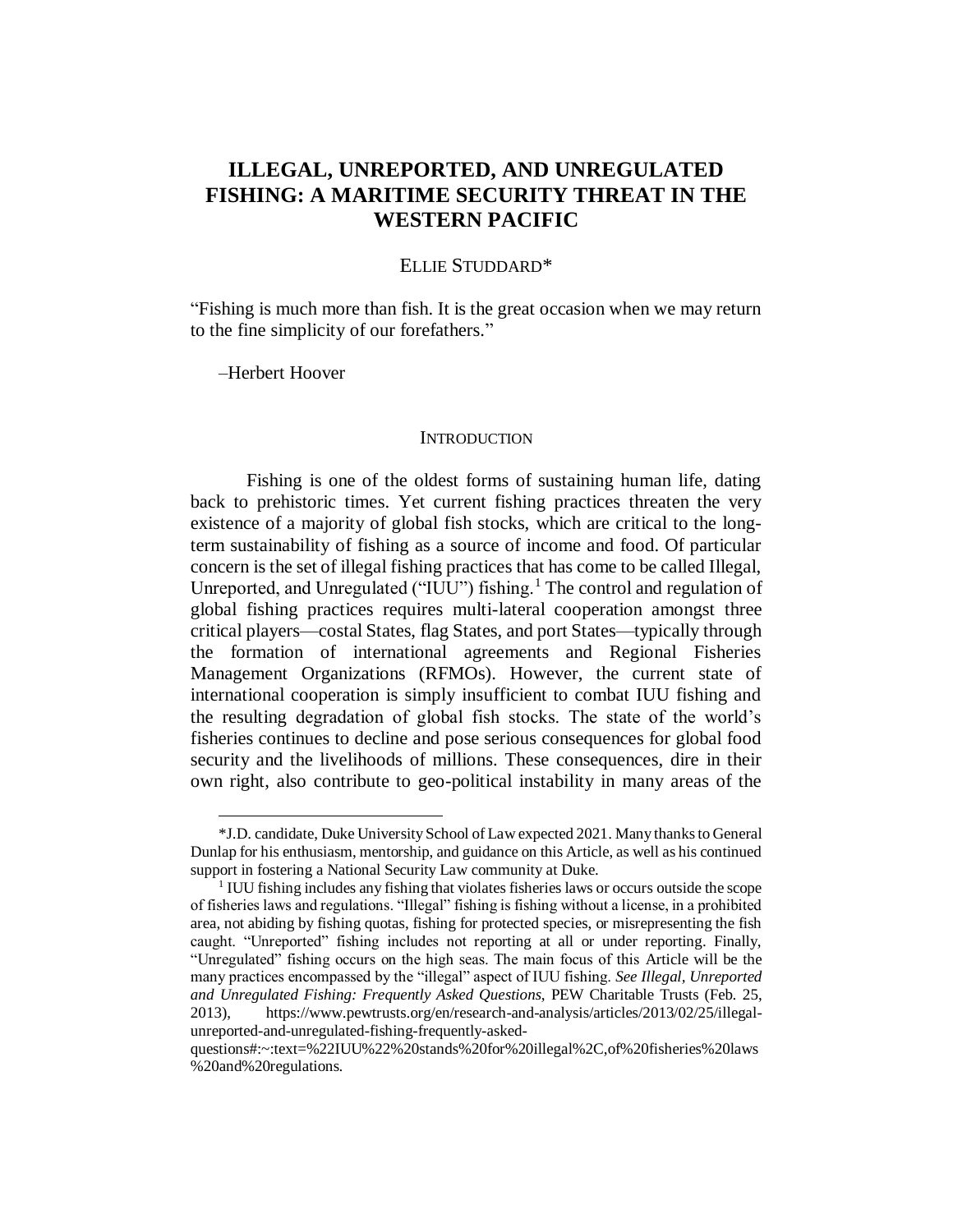# ILLEGAL, UNREPORTED, AND UNREGULATED FISHING: A MAITIME SECURITY THREAT IN THE WESTERN PACIFIC

ELLIE STUDDARD*

"Fishing is much more than fish. It is the great occasion when we may return to the fine simplicity of our forefathers."

–Herbert Hoover

## INTRODUCTION

Fishing is one of the oldest forms of sustaining human life, dating back to prehistoric times. Yet current fishing practices threaten the very existence of a majority of global fish stocks, which are critical to the long-term sustainability of fishing as a source of income and food. Of particular concern is the set of illegal fishing practices that has come to be called Illegal, Unreported, and Unregulated ("IUU") fishing.[1] The control and regulation of global fishing practices requires multi-lateral cooperation amongst three critical players—costal States, flag States, and port States—typically through the formation of international agreements and Regional Fisheries Management Organizations (RFMOs). However, the current state of international cooperation is simply insufficient to combat IUU fishing and the resulting degradation of global fish stocks. The state of the world's fisheries continues to decline and pose serious consequences for global food security and the livelihoods of millions. These consequences, dire in their own right, also contribute to geo-political instability in many areas of the

---

*J.D. candidate, Duke University School of Law expected 2021. Many thanks to General Dunlap for his enthusiasm, mentorship, and guidance on this Article, as well as his continued support in fostering a National Security Law community at Duke.

[1] IUU fishing includes any fishing that violates fisheries laws or occurs outside the scope of fisheries laws and regulations. "Illegal" fishing is fishing without a license, in a prohibited area, not abiding by fishing quotas, fishing for protected species, or misrepresenting the fish caught. "Unreported" fishing includes not reporting at all or under reporting. Finally, "Unregulated" fishing occurs on the high seas. The main focus of this Article will be the many practices encompassed by the "illegal" aspect of IUU fishing. *See Illegal, Unreported and Unregulated Fishing: Frequently Asked Questions*, PEW Charitable Trusts (Feb. 25, 2013), https://www.pewtrusts.org/en/research-and-analysis/articles/2013/02/25/illegal-unreported-and-unregulated-fishing-frequently-asked-questions#:~:text=%22IUU%22%20stands%20for%20illegal%2C,of%20fisheries%20laws%20and%20regulations.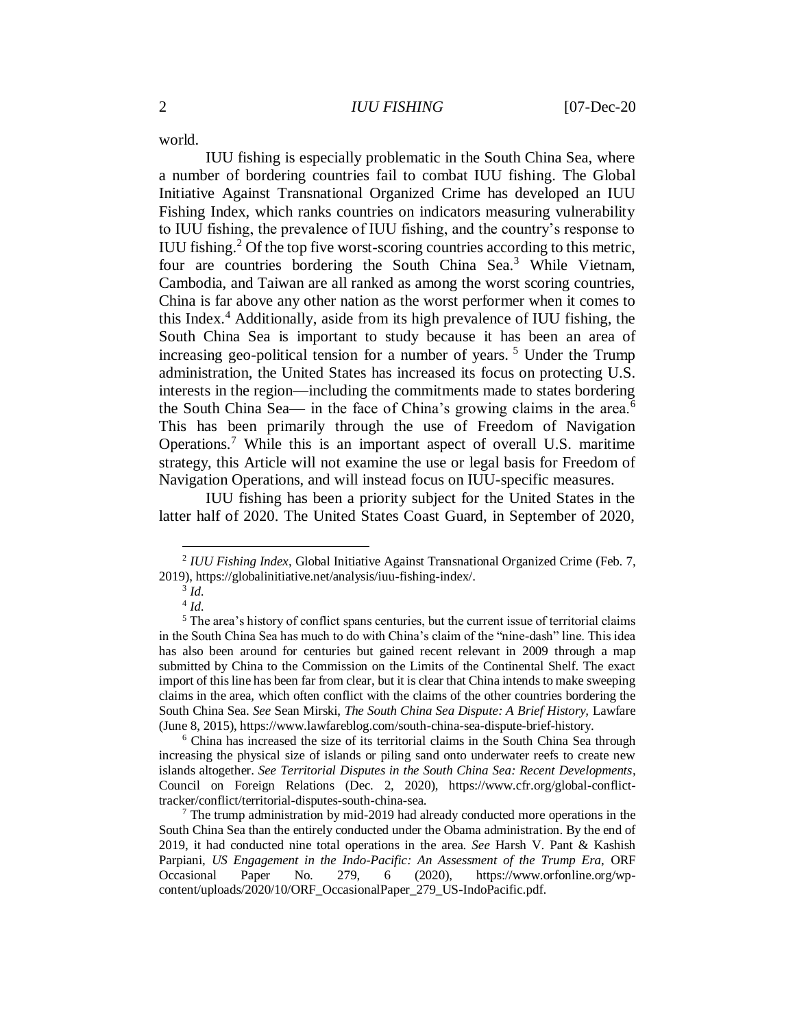world.

IUU fishing is especially problematic in the South China Sea, where a number of bordering countries fail to combat IUU fishing. The Global Initiative Against Transnational Organized Crime has developed an IUU Fishing Index, which ranks countries on indicators measuring vulnerability to IUU fishing, the prevalence of IUU fishing, and the country's response to IUU fishing.[2] Of the top five worst-scoring countries according to this metric, four are countries bordering the South China Sea.[3] While Vietnam, Cambodia, and Taiwan are all ranked as among the worst scoring countries, China is far above any other nation as the worst performer when it comes to this Index.[4] Additionally, aside from its high prevalence of IUU fishing, the South China Sea is important to study because it has been an area of increasing geo-political tension for a number of years.[5] Under the Trump administration, the United States has increased its focus on protecting U.S. interests in the region—including the commitments made to states bordering the South China Sea— in the face of China's growing claims in the area.[6] This has been primarily through the use of Freedom of Navigation Operations.[7] While this is an important aspect of overall U.S. maritime strategy, this Article will not examine the use or legal basis for Freedom of Navigation Operations, and will instead focus on IUU-specific measures.

IUU fishing has been a priority subject for the United States in the latter half of 2020. The United States Coast Guard, in September of 2020,

---

[2] *IUU Fishing Index*, Global Initiative Against Transnational Organized Crime (Feb. 7, 2019), https://globalinitiative.net/analysis/iuu-fishing-index/.

[3] *Id.*

[4] *Id.*

[5] The area's history of conflict spans centuries, but the current issue of territorial claims in the South China Sea has much to do with China's claim of the "nine-dash" line. This idea has also been around for centuries but gained recent relevant in 2009 through a map submitted by China to the Commission on the Limits of the Continental Shelf. The exact import of this line has been far from clear, but it is clear that China intends to make sweeping claims in the area, which often conflict with the claims of the other countries bordering the South China Sea. *See* Sean Mirski, *The South China Sea Dispute: A Brief History*, Lawfare (June 8, 2015), https://www.lawfareblog.com/south-china-sea-dispute-brief-history.

[6] China has increased the size of its territorial claims in the South China Sea through increasing the physical size of islands or piling sand onto underwater reefs to create new islands altogether. *See Territorial Disputes in the South China Sea: Recent Developments*, Council on Foreign Relations (Dec. 2, 2020), https://www.cfr.org/global-conflict-tracker/conflict/territorial-disputes-south-china-sea.

[7] The trump administration by mid-2019 had already conducted more operations in the South China Sea than the entirely conducted under the Obama administration. By the end of 2019, it had conducted nine total operations in the area. *See* Harsh V. Pant & Kashish Parpiani, *US Engagement in the Indo-Pacific: An Assessment of the Trump Era*, ORF Occasional Paper No. 279, 6 (2020), https://www.orfonline.org/wp-content/uploads/2020/10/ORF_OccasionalPaper_279_US-IndoPacific.pdf.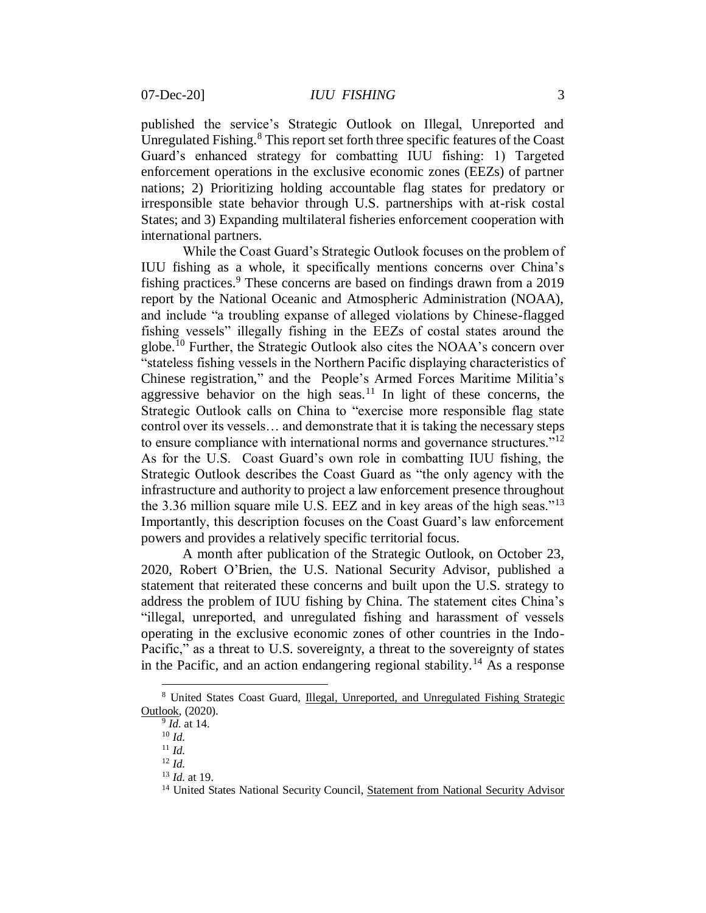published the service's Strategic Outlook on Illegal, Unreported and Unregulated Fishing.[8] This report set forth three specific features of the Coast Guard's enhanced strategy for combatting IUU fishing: 1) Targeted enforcement operations in the exclusive economic zones (EEZs) of partner nations; 2) Prioritizing holding accountable flag states for predatory or irresponsible state behavior through U.S. partnerships with at-risk costal States; and 3) Expanding multilateral fisheries enforcement cooperation with international partners.

While the Coast Guard's Strategic Outlook focuses on the problem of IUU fishing as a whole, it specifically mentions concerns over China's fishing practices.[9] These concerns are based on findings drawn from a 2019 report by the National Oceanic and Atmospheric Administration (NOAA), and include "a troubling expanse of alleged violations by Chinese-flagged fishing vessels" illegally fishing in the EEZs of costal states around the globe.[10] Further, the Strategic Outlook also cites the NOAA's concern over "stateless fishing vessels in the Northern Pacific displaying characteristics of Chinese registration," and the People's Armed Forces Maritime Militia's aggressive behavior on the high seas.[11] In light of these concerns, the Strategic Outlook calls on China to "exercise more responsible flag state control over its vessels… and demonstrate that it is taking the necessary steps to ensure compliance with international norms and governance structures."[12] As for the U.S. Coast Guard's own role in combatting IUU fishing, the Strategic Outlook describes the Coast Guard as "the only agency with the infrastructure and authority to project a law enforcement presence throughout the 3.36 million square mile U.S. EEZ and in key areas of the high seas."[13] Importantly, this description focuses on the Coast Guard's law enforcement powers and provides a relatively specific territorial focus.

A month after publication of the Strategic Outlook, on October 23, 2020, Robert O'Brien, the U.S. National Security Advisor, published a statement that reiterated these concerns and built upon the U.S. strategy to address the problem of IUU fishing by China. The statement cites China's "illegal, unreported, and unregulated fishing and harassment of vessels operating in the exclusive economic zones of other countries in the Indo-Pacific," as a threat to U.S. sovereignty, a threat to the sovereignty of states in the Pacific, and an action endangering regional stability.[14] As a response

---

[8] United States Coast Guard, Illegal, Unreported, and Unregulated Fishing Strategic Outlook, (2020).

[9] *Id.* at 14.

[10] *Id.*

[11] *Id.*

[12] *Id.*

[13] *Id.* at 19.

[14] United States National Security Council, Statement from National Security Advisor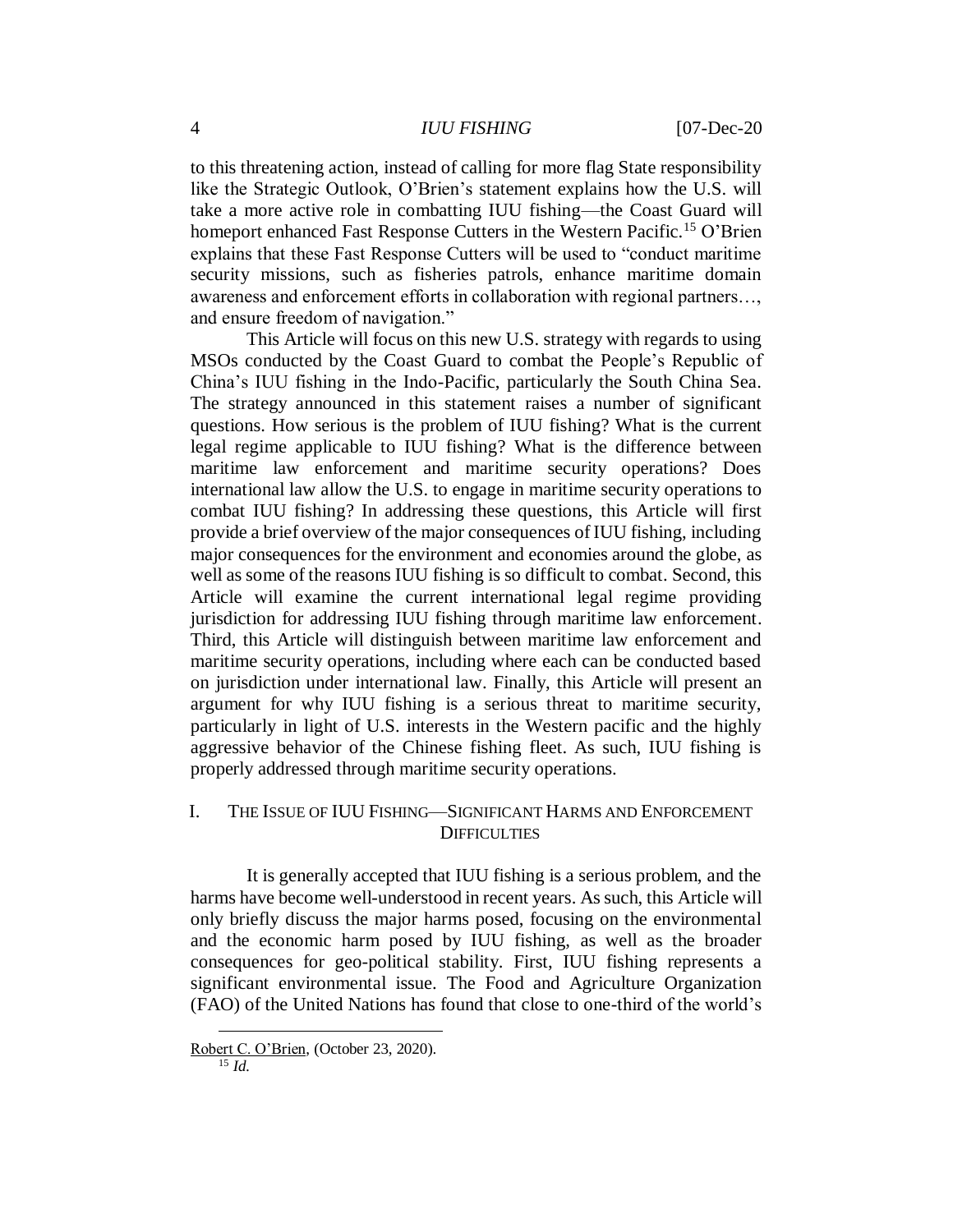to this threatening action, instead of calling for more flag State responsibility like the Strategic Outlook, O'Brien's statement explains how the U.S. will take a more active role in combatting IUU fishing—the Coast Guard will homeport enhanced Fast Response Cutters in the Western Pacific.[15] O'Brien explains that these Fast Response Cutters will be used to "conduct maritime security missions, such as fisheries patrols, enhance maritime domain awareness and enforcement efforts in collaboration with regional partners…, and ensure freedom of navigation."

This Article will focus on this new U.S. strategy with regards to using MSOs conducted by the Coast Guard to combat the People's Republic of China's IUU fishing in the Indo-Pacific, particularly the South China Sea. The strategy announced in this statement raises a number of significant questions. How serious is the problem of IUU fishing? What is the current legal regime applicable to IUU fishing? What is the difference between maritime law enforcement and maritime security operations? Does international law allow the U.S. to engage in maritime security operations to combat IUU fishing? In addressing these questions, this Article will first provide a brief overview of the major consequences of IUU fishing, including major consequences for the environment and economies around the globe, as well as some of the reasons IUU fishing is so difficult to combat. Second, this Article will examine the current international legal regime providing jurisdiction for addressing IUU fishing through maritime law enforcement. Third, this Article will distinguish between maritime law enforcement and maritime security operations, including where each can be conducted based on jurisdiction under international law. Finally, this Article will present an argument for why IUU fishing is a serious threat to maritime security, particularly in light of U.S. interests in the Western pacific and the highly aggressive behavior of the Chinese fishing fleet. As such, IUU fishing is properly addressed through maritime security operations.

## I. THE ISSUE OF IUU FISHING—SIGNIFICANT HARMS AND ENFORCEMENT DIFFICULTIES

It is generally accepted that IUU fishing is a serious problem, and the harms have become well-understood in recent years. As such, this Article will only briefly discuss the major harms posed, focusing on the environmental and the economic harm posed by IUU fishing, as well as the broader consequences for geo-political stability. First, IUU fishing represents a significant environmental issue. The Food and Agriculture Organization (FAO) of the United Nations has found that close to one-third of the world's

---

Robert C. O'Brien, (October 23, 2020).

[15] *Id.*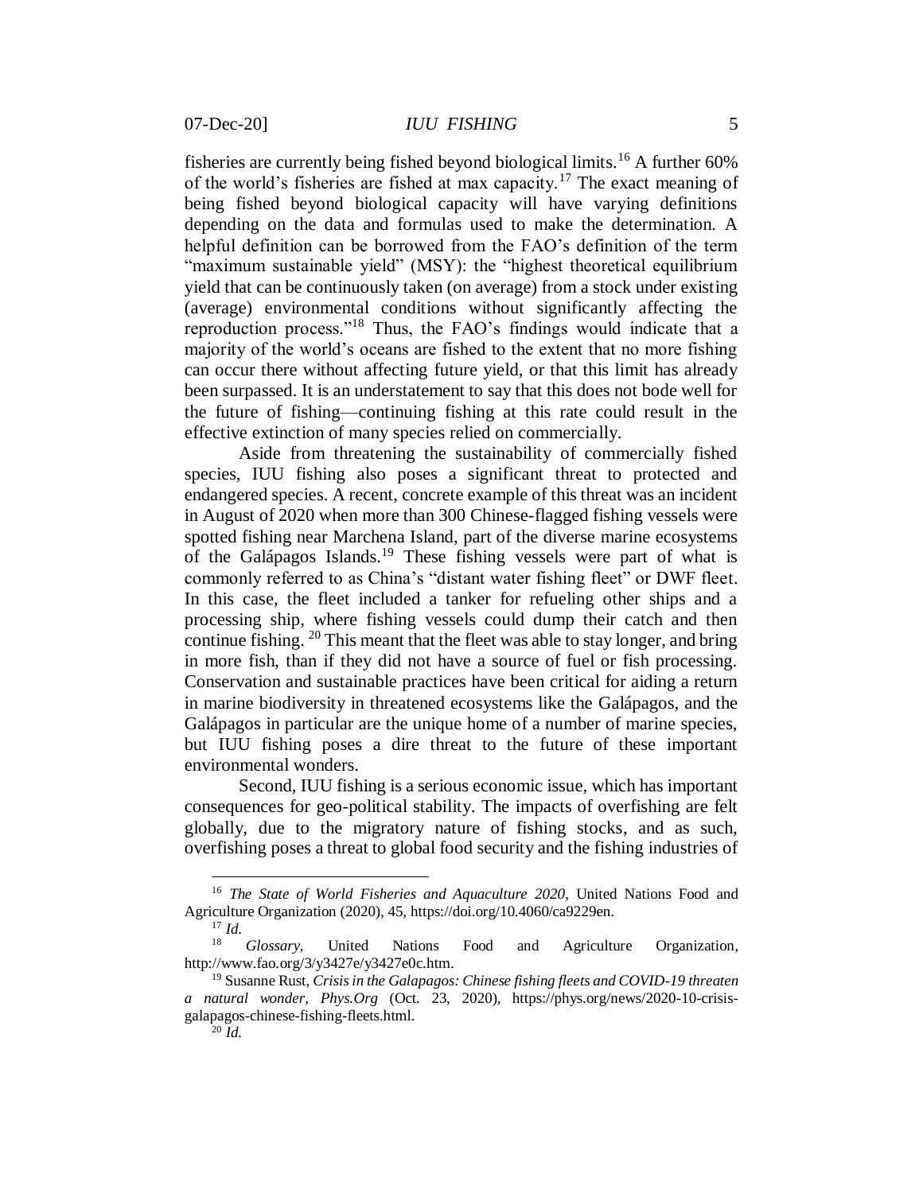fisheries are currently being fished beyond biological limits.[16] A further 60% of the world's fisheries are fished at max capacity.[17] The exact meaning of being fished beyond biological capacity will have varying definitions depending on the data and formulas used to make the determination. A helpful definition can be borrowed from the FAO's definition of the term "maximum sustainable yield" (MSY): the "highest theoretical equilibrium yield that can be continuously taken (on average) from a stock under existing (average) environmental conditions without significantly affecting the reproduction process."[18] Thus, the FAO's findings would indicate that a majority of the world's oceans are fished to the extent that no more fishing can occur there without affecting future yield, or that this limit has already been surpassed. It is an understatement to say that this does not bode well for the future of fishing—continuing fishing at this rate could result in the effective extinction of many species relied on commercially.

Aside from threatening the sustainability of commercially fished species, IUU fishing also poses a significant threat to protected and endangered species. A recent, concrete example of this threat was an incident in August of 2020 when more than 300 Chinese-flagged fishing vessels were spotted fishing near Marchena Island, part of the diverse marine ecosystems of the Galápagos Islands.[19] These fishing vessels were part of what is commonly referred to as China's "distant water fishing fleet" or DWF fleet. In this case, the fleet included a tanker for refueling other ships and a processing ship, where fishing vessels could dump their catch and then continue fishing. [20] This meant that the fleet was able to stay longer, and bring in more fish, than if they did not have a source of fuel or fish processing. Conservation and sustainable practices have been critical for aiding a return in marine biodiversity in threatened ecosystems like the Galápagos, and the Galápagos in particular are the unique home of a number of marine species, but IUU fishing poses a dire threat to the future of these important environmental wonders.

Second, IUU fishing is a serious economic issue, which has important consequences for geo-political stability. The impacts of overfishing are felt globally, due to the migratory nature of fishing stocks, and as such, overfishing poses a threat to global food security and the fishing industries of

---

[16] *The State of World Fisheries and Aquaculture 2020*, United Nations Food and Agriculture Organization (2020), 45, https://doi.org/10.4060/ca9229en.

[17] *Id.*

[18] *Glossary*, United Nations Food and Agriculture Organization, http://www.fao.org/3/y3427e/y3427e0c.htm.

[19] Susanne Rust, *Crisis in the Galapagos: Chinese fishing fleets and COVID-19 threaten a natural wonder*, *Phys.Org* (Oct. 23, 2020), https://phys.org/news/2020-10-crisis-galapagos-chinese-fishing-fleets.html.

[20] *Id.*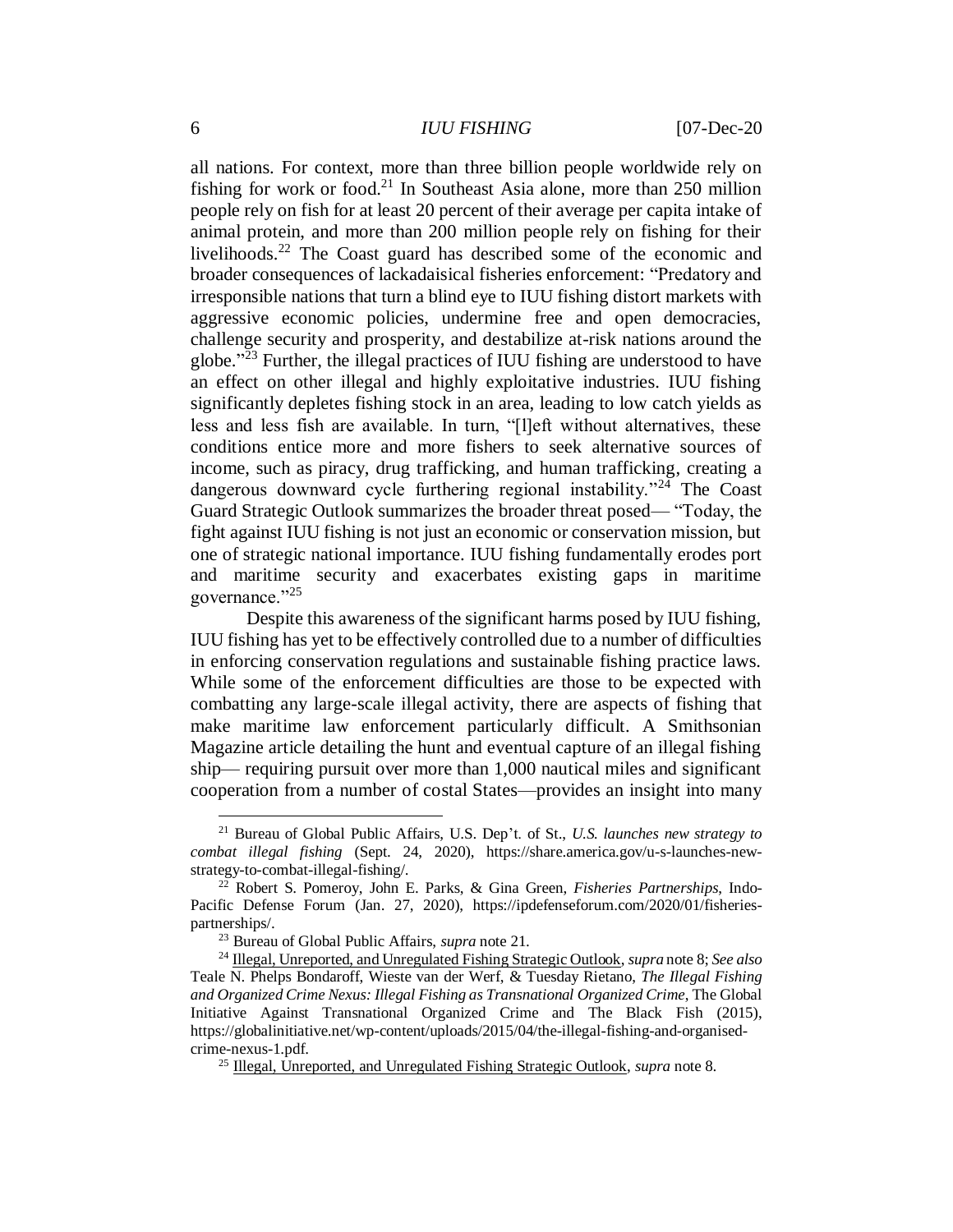all nations. For context, more than three billion people worldwide rely on fishing for work or food.[21] In Southeast Asia alone, more than 250 million people rely on fish for at least 20 percent of their average per capita intake of animal protein, and more than 200 million people rely on fishing for their livelihoods.[22] The Coast guard has described some of the economic and broader consequences of lackadaisical fisheries enforcement: "Predatory and irresponsible nations that turn a blind eye to IUU fishing distort markets with aggressive economic policies, undermine free and open democracies, challenge security and prosperity, and destabilize at-risk nations around the globe."[23] Further, the illegal practices of IUU fishing are understood to have an effect on other illegal and highly exploitative industries. IUU fishing significantly depletes fishing stock in an area, leading to low catch yields as less and less fish are available. In turn, "[l]eft without alternatives, these conditions entice more and more fishers to seek alternative sources of income, such as piracy, drug trafficking, and human trafficking, creating a dangerous downward cycle furthering regional instability."[24] The Coast Guard Strategic Outlook summarizes the broader threat posed— "Today, the fight against IUU fishing is not just an economic or conservation mission, but one of strategic national importance. IUU fishing fundamentally erodes port and maritime security and exacerbates existing gaps in maritime governance."[25]

Despite this awareness of the significant harms posed by IUU fishing, IUU fishing has yet to be effectively controlled due to a number of difficulties in enforcing conservation regulations and sustainable fishing practice laws. While some of the enforcement difficulties are those to be expected with combatting any large-scale illegal activity, there are aspects of fishing that make maritime law enforcement particularly difficult. A Smithsonian Magazine article detailing the hunt and eventual capture of an illegal fishing ship— requiring pursuit over more than 1,000 nautical miles and significant cooperation from a number of costal States—provides an insight into many

---

[21] Bureau of Global Public Affairs, U.S. Dep't. of St., *U.S. launches new strategy to combat illegal fishing* (Sept. 24, 2020), https://share.america.gov/u-s-launches-new-strategy-to-combat-illegal-fishing/.

[22] Robert S. Pomeroy, John E. Parks, & Gina Green, *Fisheries Partnerships*, Indo-Pacific Defense Forum (Jan. 27, 2020), https://ipdefenseforum.com/2020/01/fisheries-partnerships/.

[23] Bureau of Global Public Affairs, *supra* note 21.

[24] Illegal, Unreported, and Unregulated Fishing Strategic Outlook, *supra* note 8; *See also* Teale N. Phelps Bondaroff, Wieste van der Werf, & Tuesday Rietano, *The Illegal Fishing and Organized Crime Nexus: Illegal Fishing as Transnational Organized Crime*, The Global Initiative Against Transnational Organized Crime and The Black Fish (2015), https://globalinitiative.net/wp-content/uploads/2015/04/the-illegal-fishing-and-organised-crime-nexus-1.pdf.

[25] Illegal, Unreported, and Unregulated Fishing Strategic Outlook, *supra* note 8.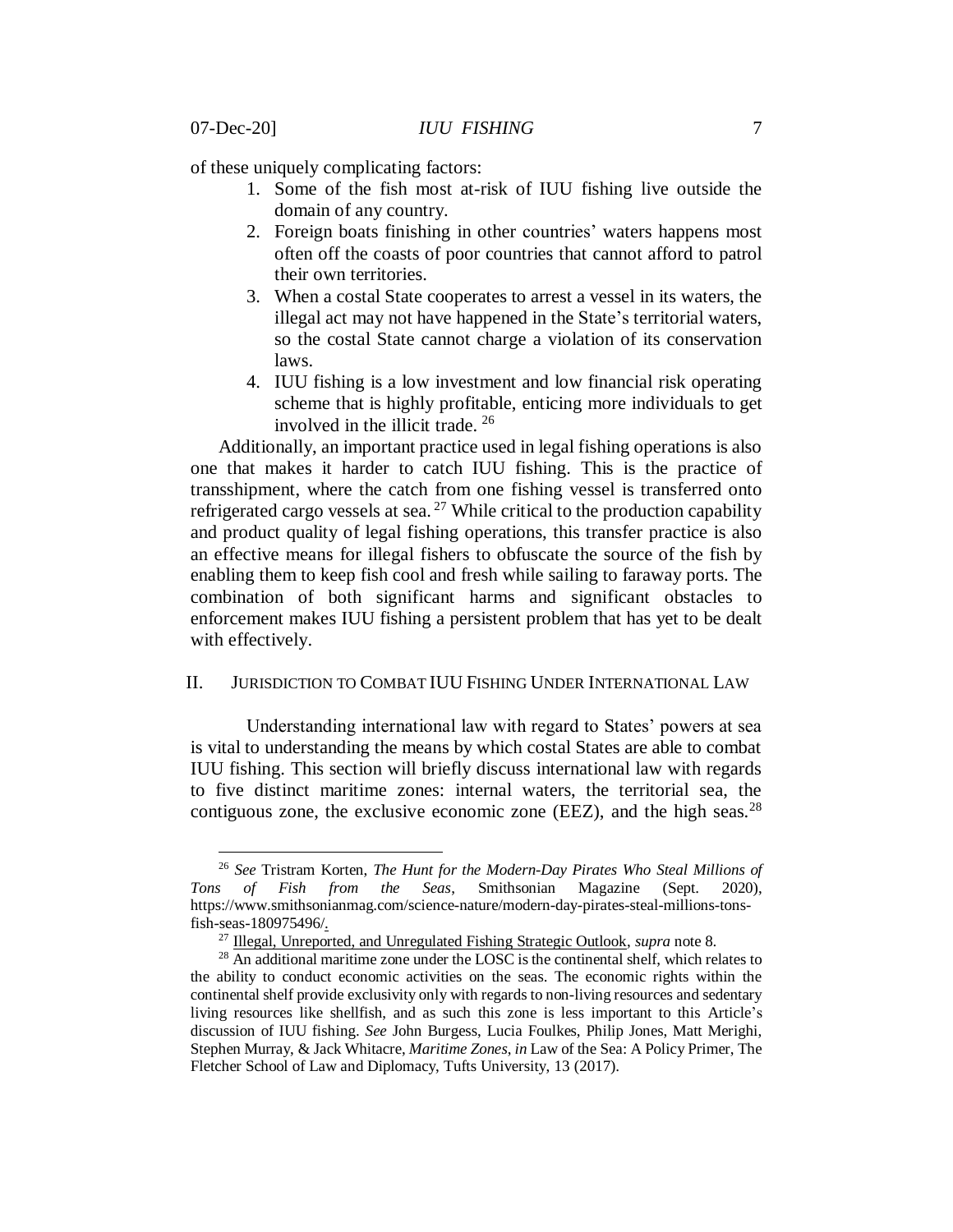of these uniquely complicating factors:

1. Some of the fish most at-risk of IUU fishing live outside the domain of any country.
2. Foreign boats finishing in other countries' waters happens most often off the coasts of poor countries that cannot afford to patrol their own territories.
3. When a costal State cooperates to arrest a vessel in its waters, the illegal act may not have happened in the State's territorial waters, so the costal State cannot charge a violation of its conservation laws.
4. IUU fishing is a low investment and low financial risk operating scheme that is highly profitable, enticing more individuals to get involved in the illicit trade. [26]

Additionally, an important practice used in legal fishing operations is also one that makes it harder to catch IUU fishing. This is the practice of transshipment, where the catch from one fishing vessel is transferred onto refrigerated cargo vessels at sea. [27] While critical to the production capability and product quality of legal fishing operations, this transfer practice is also an effective means for illegal fishers to obfuscate the source of the fish by enabling them to keep fish cool and fresh while sailing to faraway ports. The combination of both significant harms and significant obstacles to enforcement makes IUU fishing a persistent problem that has yet to be dealt with effectively.

## II. JURISDICTION TO COMBAT IUU FISHING UNDER INTERNATIONAL LAW

Understanding international law with regard to States' powers at sea is vital to understanding the means by which costal States are able to combat IUU fishing. This section will briefly discuss international law with regards to five distinct maritime zones: internal waters, the territorial sea, the contiguous zone, the exclusive economic zone (EEZ), and the high seas.[28]

---

[26] *See* Tristram Korten, *The Hunt for the Modern-Day Pirates Who Steal Millions of Tons of Fish from the Seas*, Smithsonian Magazine (Sept. 2020), https://www.smithsonianmag.com/science-nature/modern-day-pirates-steal-millions-tons-fish-seas-180975496/.

[27] Illegal, Unreported, and Unregulated Fishing Strategic Outlook, *supra* note 8.

[28] An additional maritime zone under the LOSC is the continental shelf, which relates to the ability to conduct economic activities on the seas. The economic rights within the continental shelf provide exclusivity only with regards to non-living resources and sedentary living resources like shellfish, and as such this zone is less important to this Article's discussion of IUU fishing. *See* John Burgess, Lucia Foulkes, Philip Jones, Matt Merighi, Stephen Murray, & Jack Whitacre, *Maritime Zones*, *in* Law of the Sea: A Policy Primer, The Fletcher School of Law and Diplomacy, Tufts University, 13 (2017).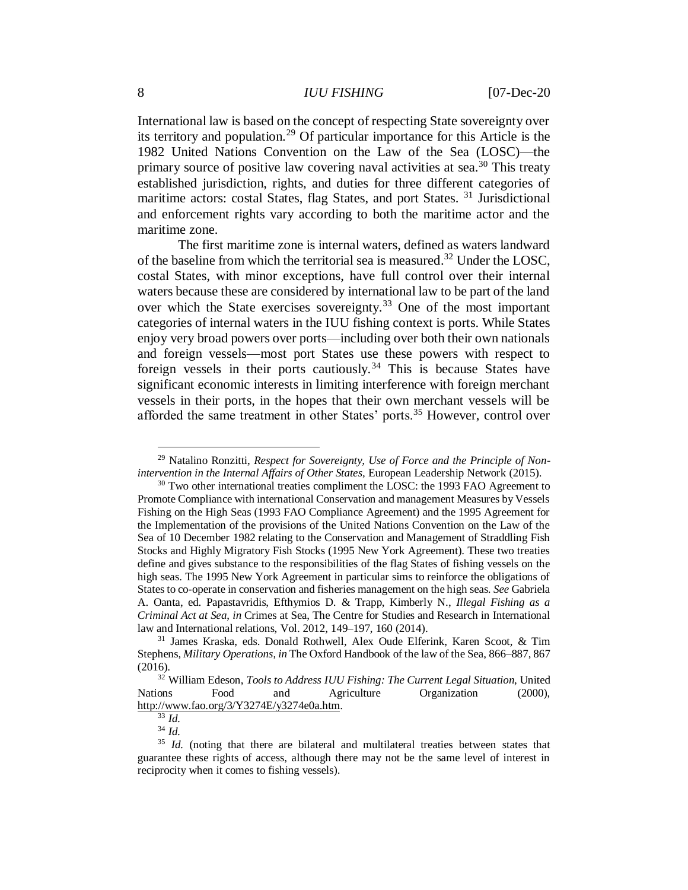International law is based on the concept of respecting State sovereignty over its territory and population.[29] Of particular importance for this Article is the 1982 United Nations Convention on the Law of the Sea (LOSC)—the primary source of positive law covering naval activities at sea.[30] This treaty established jurisdiction, rights, and duties for three different categories of maritime actors: costal States, flag States, and port States. [31] Jurisdictional and enforcement rights vary according to both the maritime actor and the maritime zone.

The first maritime zone is internal waters, defined as waters landward of the baseline from which the territorial sea is measured.[32] Under the LOSC, costal States, with minor exceptions, have full control over their internal waters because these are considered by international law to be part of the land over which the State exercises sovereignty.[33] One of the most important categories of internal waters in the IUU fishing context is ports. While States enjoy very broad powers over ports—including over both their own nationals and foreign vessels—most port States use these powers with respect to foreign vessels in their ports cautiously.[34] This is because States have significant economic interests in limiting interference with foreign merchant vessels in their ports, in the hopes that their own merchant vessels will be afforded the same treatment in other States' ports.[35] However, control over

---

[29] Natalino Ronzitti, *Respect for Sovereignty, Use of Force and the Principle of Non-intervention in the Internal Affairs of Other States*, European Leadership Network (2015).

[30] Two other international treaties compliment the LOSC: the 1993 FAO Agreement to Promote Compliance with international Conservation and management Measures by Vessels Fishing on the High Seas (1993 FAO Compliance Agreement) and the 1995 Agreement for the Implementation of the provisions of the United Nations Convention on the Law of the Sea of 10 December 1982 relating to the Conservation and Management of Straddling Fish Stocks and Highly Migratory Fish Stocks (1995 New York Agreement). These two treaties define and gives substance to the responsibilities of the flag States of fishing vessels on the high seas. The 1995 New York Agreement in particular sims to reinforce the obligations of States to co-operate in conservation and fisheries management on the high seas. *See* Gabriela A. Oanta, ed. Papastavridis, Efthymios D. & Trapp, Kimberly N., *Illegal Fishing as a Criminal Act at Sea*, *in* Crimes at Sea, The Centre for Studies and Research in International law and International relations, Vol. 2012, 149–197, 160 (2014).

[31] James Kraska, eds. Donald Rothwell, Alex Oude Elferink, Karen Scoot, & Tim Stephens, *Military Operations*, *in* The Oxford Handbook of the law of the Sea, 866–887, 867 (2016).

[32] William Edeson, *Tools to Address IUU Fishing: The Current Legal Situation*, United Nations Food and Agriculture Organization (2000), http://www.fao.org/3/Y3274E/y3274e0a.htm.

[33] *Id.*

[34] *Id.*

[35] *Id.* (noting that there are bilateral and multilateral treaties between states that guarantee these rights of access, although there may not be the same level of interest in reciprocity when it comes to fishing vessels).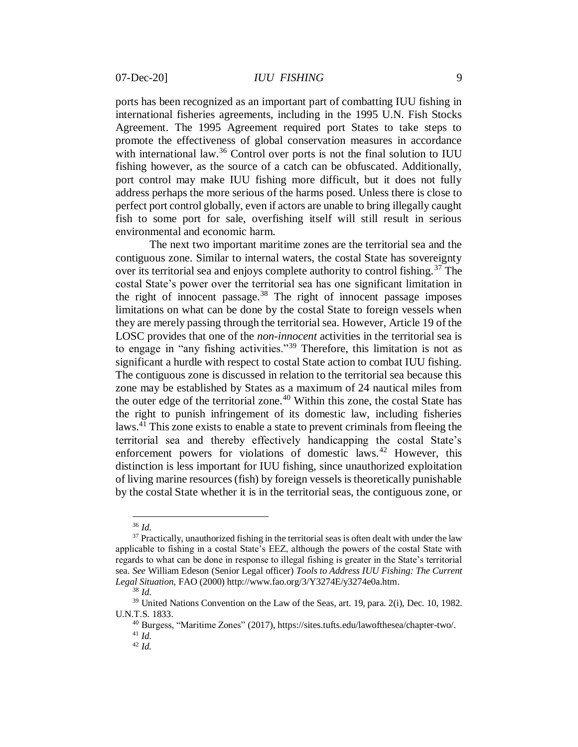ports has been recognized as an important part of combatting IUU fishing in international fisheries agreements, including in the 1995 U.N. Fish Stocks Agreement. The 1995 Agreement required port States to take steps to promote the effectiveness of global conservation measures in accordance with international law.[36] Control over ports is not the final solution to IUU fishing however, as the source of a catch can be obfuscated. Additionally, port control may make IUU fishing more difficult, but it does not fully address perhaps the more serious of the harms posed. Unless there is close to perfect port control globally, even if actors are unable to bring illegally caught fish to some port for sale, overfishing itself will still result in serious environmental and economic harm.

The next two important maritime zones are the territorial sea and the contiguous zone. Similar to internal waters, the costal State has sovereignty over its territorial sea and enjoys complete authority to control fishing.[37] The costal State's power over the territorial sea has one significant limitation in the right of innocent passage.[38] The right of innocent passage imposes limitations on what can be done by the costal State to foreign vessels when they are merely passing through the territorial sea. However, Article 19 of the LOSC provides that one of the *non-innocent* activities in the territorial sea is to engage in "any fishing activities."[39] Therefore, this limitation is not as significant a hurdle with respect to costal State action to combat IUU fishing. The contiguous zone is discussed in relation to the territorial sea because this zone may be established by States as a maximum of 24 nautical miles from the outer edge of the territorial zone.[40] Within this zone, the costal State has the right to punish infringement of its domestic law, including fisheries laws.[41] This zone exists to enable a state to prevent criminals from fleeing the territorial sea and thereby effectively handicapping the costal State's enforcement powers for violations of domestic laws.[42] However, this distinction is less important for IUU fishing, since unauthorized exploitation of living marine resources (fish) by foreign vessels is theoretically punishable by the costal State whether it is in the territorial seas, the contiguous zone, or

---

[36] *Id.*

[37] Practically, unauthorized fishing in the territorial seas is often dealt with under the law applicable to fishing in a costal State's EEZ, although the powers of the costal State with regards to what can be done in response to illegal fishing is greater in the State's territorial sea. *See* William Edeson (Senior Legal officer) *Tools to Address IUU Fishing: The Current Legal Situation*, FAO (2000) http://www.fao.org/3/Y3274E/y3274e0a.htm.

[38] *Id.*

[39] United Nations Convention on the Law of the Seas, art. 19, para. 2(i), Dec. 10, 1982. U.N.T.S. 1833.

[40] Burgess, "Maritime Zones" (2017), https://sites.tufts.edu/lawofthesea/chapter-two/.

[41] *Id.*

[42] *Id.*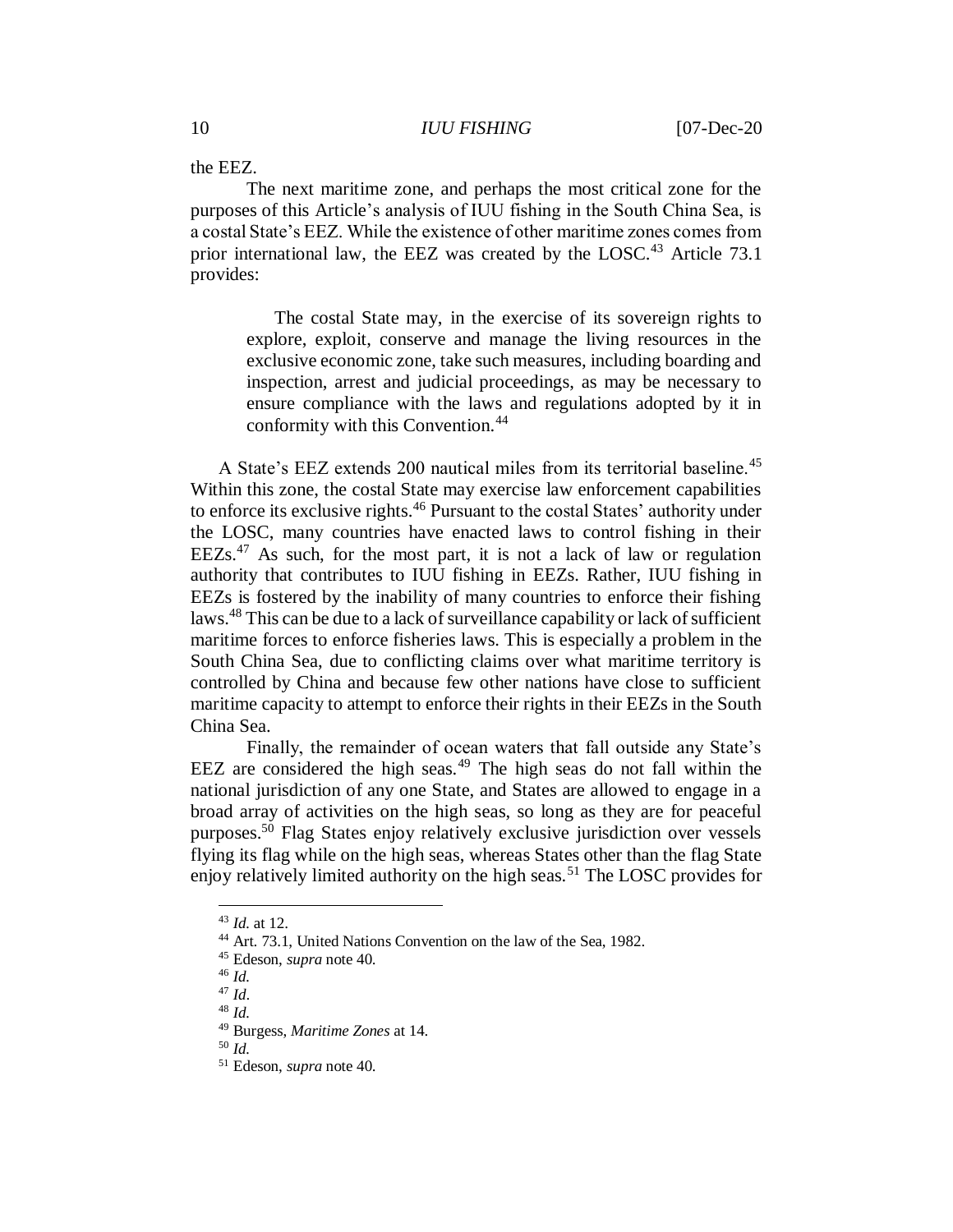the EEZ.

The next maritime zone, and perhaps the most critical zone for the purposes of this Article's analysis of IUU fishing in the South China Sea, is a costal State's EEZ. While the existence of other maritime zones comes from prior international law, the EEZ was created by the LOSC.[43] Article 73.1 provides:

> The costal State may, in the exercise of its sovereign rights to explore, exploit, conserve and manage the living resources in the exclusive economic zone, take such measures, including boarding and inspection, arrest and judicial proceedings, as may be necessary to ensure compliance with the laws and regulations adopted by it in conformity with this Convention.[44]

A State's EEZ extends 200 nautical miles from its territorial baseline.[45] Within this zone, the costal State may exercise law enforcement capabilities to enforce its exclusive rights.[46] Pursuant to the costal States' authority under the LOSC, many countries have enacted laws to control fishing in their EEZs.[47] As such, for the most part, it is not a lack of law or regulation authority that contributes to IUU fishing in EEZs. Rather, IUU fishing in EEZs is fostered by the inability of many countries to enforce their fishing laws.[48] This can be due to a lack of surveillance capability or lack of sufficient maritime forces to enforce fisheries laws. This is especially a problem in the South China Sea, due to conflicting claims over what maritime territory is controlled by China and because few other nations have close to sufficient maritime capacity to attempt to enforce their rights in their EEZs in the South China Sea.

Finally, the remainder of ocean waters that fall outside any State's EEZ are considered the high seas.[49] The high seas do not fall within the national jurisdiction of any one State, and States are allowed to engage in a broad array of activities on the high seas, so long as they are for peaceful purposes.[50] Flag States enjoy relatively exclusive jurisdiction over vessels flying its flag while on the high seas, whereas States other than the flag State enjoy relatively limited authority on the high seas.[51] The LOSC provides for

---

[43] *Id.* at 12.

[44] Art. 73.1, United Nations Convention on the law of the Sea, 1982.

[45] Edeson, *supra* note 40.

[46] *Id.*

[47] *Id.*

[48] *Id.*

[49] Burgess, *Maritime Zones* at 14.

[50] *Id.*

[51] Edeson, *supra* note 40.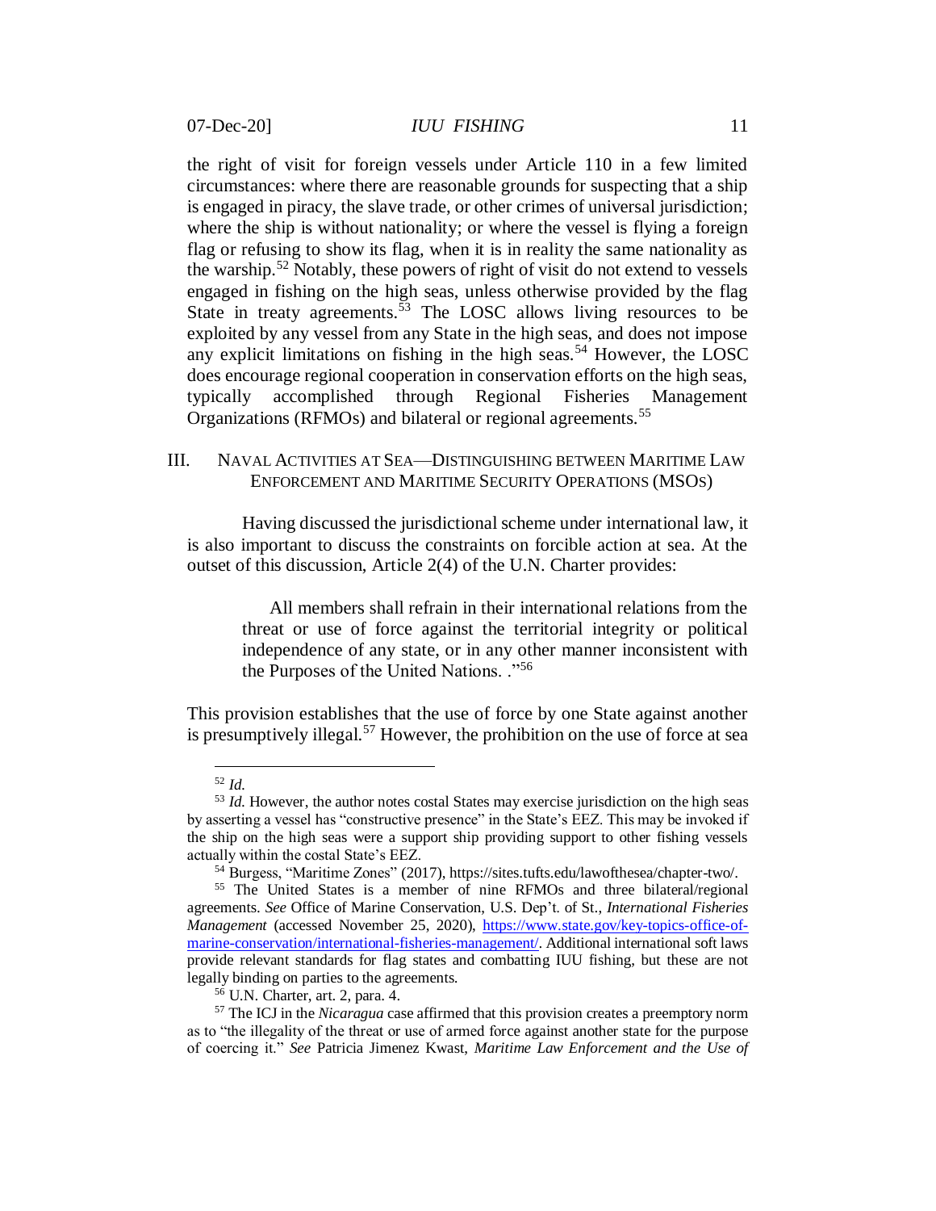the right of visit for foreign vessels under Article 110 in a few limited circumstances: where there are reasonable grounds for suspecting that a ship is engaged in piracy, the slave trade, or other crimes of universal jurisdiction; where the ship is without nationality; or where the vessel is flying a foreign flag or refusing to show its flag, when it is in reality the same nationality as the warship.[52] Notably, these powers of right of visit do not extend to vessels engaged in fishing on the high seas, unless otherwise provided by the flag State in treaty agreements.[53] The LOSC allows living resources to be exploited by any vessel from any State in the high seas, and does not impose any explicit limitations on fishing in the high seas.[54] However, the LOSC does encourage regional cooperation in conservation efforts on the high seas, typically accomplished through Regional Fisheries Management Organizations (RFMOs) and bilateral or regional agreements.[55]

## III. NAVAL ACTIVITIES AT SEA—DISTINGUISHING BETWEEN MARITIME LAW ENFORCEMENT AND MARITIME SECURITY OPERATIONS (MSOS)

Having discussed the jurisdictional scheme under international law, it is also important to discuss the constraints on forcible action at sea. At the outset of this discussion, Article 2(4) of the U.N. Charter provides:

> All members shall refrain in their international relations from the threat or use of force against the territorial integrity or political independence of any state, or in any other manner inconsistent with the Purposes of the United Nations. ."[56]

This provision establishes that the use of force by one State against another is presumptively illegal.[57] However, the prohibition on the use of force at sea

---

[52] *Id.*

[53] *Id.* However, the author notes costal States may exercise jurisdiction on the high seas by asserting a vessel has "constructive presence" in the State's EEZ. This may be invoked if the ship on the high seas were a support ship providing support to other fishing vessels actually within the costal State's EEZ.

[54] Burgess, "Maritime Zones" (2017), https://sites.tufts.edu/lawofthesea/chapter-two/.

[55] The United States is a member of nine RFMOs and three bilateral/regional agreements. *See* Office of Marine Conservation, U.S. Dep't. of St., *International Fisheries Management* (accessed November 25, 2020), https://www.state.gov/key-topics-office-of-marine-conservation/international-fisheries-management/. Additional international soft laws provide relevant standards for flag states and combatting IUU fishing, but these are not legally binding on parties to the agreements.

[56] U.N. Charter, art. 2, para. 4.

[57] The ICJ in the *Nicaragua* case affirmed that this provision creates a preemptory norm as to "the illegality of the threat or use of armed force against another state for the purpose of coercing it." *See* Patricia Jimenez Kwast, *Maritime Law Enforcement and the Use of*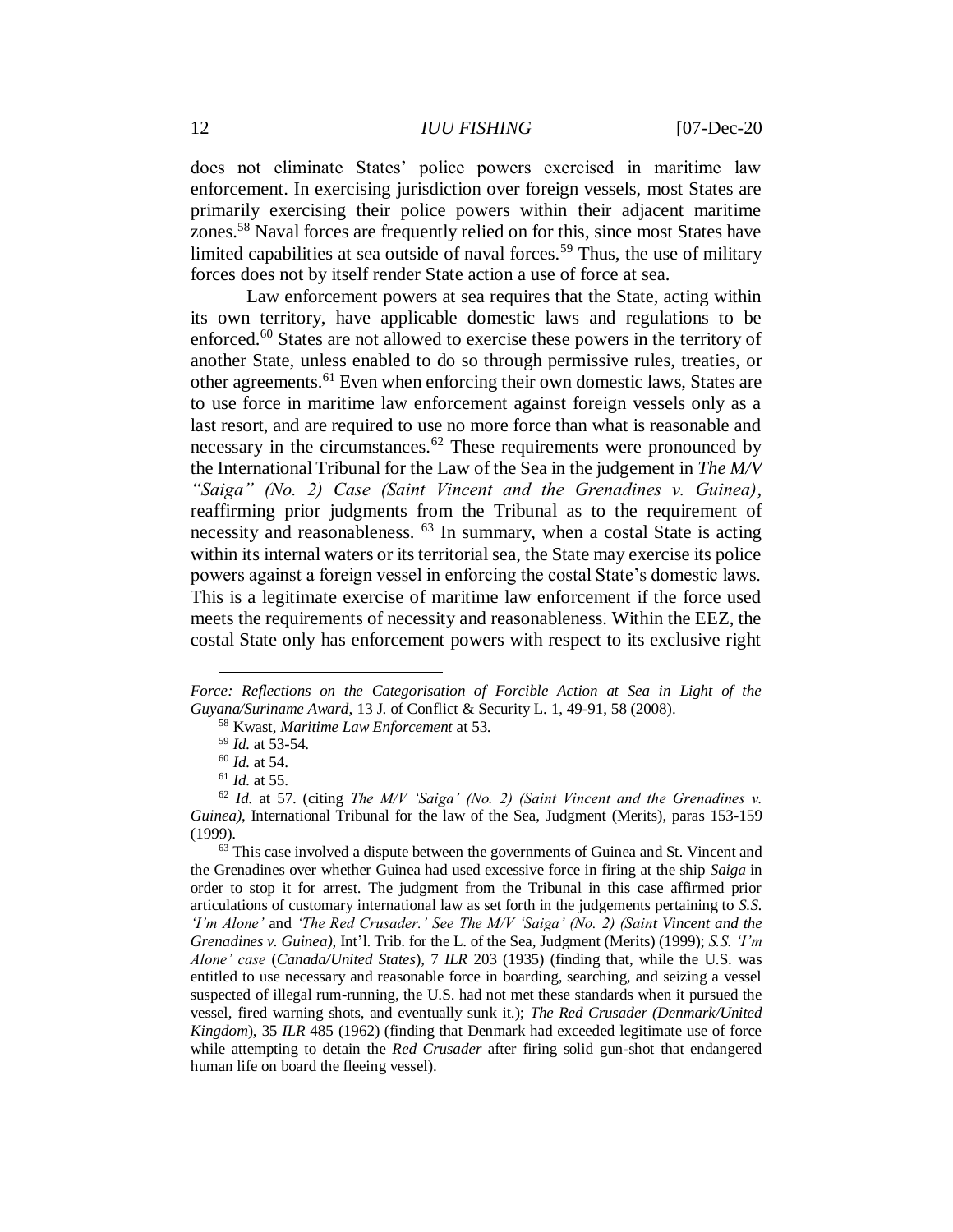does not eliminate States' police powers exercised in maritime law enforcement. In exercising jurisdiction over foreign vessels, most States are primarily exercising their police powers within their adjacent maritime zones.[58] Naval forces are frequently relied on for this, since most States have limited capabilities at sea outside of naval forces.[59] Thus, the use of military forces does not by itself render State action a use of force at sea.

Law enforcement powers at sea requires that the State, acting within its own territory, have applicable domestic laws and regulations to be enforced.[60] States are not allowed to exercise these powers in the territory of another State, unless enabled to do so through permissive rules, treaties, or other agreements.[61] Even when enforcing their own domestic laws, States are to use force in maritime law enforcement against foreign vessels only as a last resort, and are required to use no more force than what is reasonable and necessary in the circumstances.[62] These requirements were pronounced by the International Tribunal for the Law of the Sea in the judgement in *The M/V "Saiga" (No. 2) Case (Saint Vincent and the Grenadines v. Guinea)*, reaffirming prior judgments from the Tribunal as to the requirement of necessity and reasonableness. [63] In summary, when a costal State is acting within its internal waters or its territorial sea, the State may exercise its police powers against a foreign vessel in enforcing the costal State's domestic laws. This is a legitimate exercise of maritime law enforcement if the force used meets the requirements of necessity and reasonableness. Within the EEZ, the costal State only has enforcement powers with respect to its exclusive right

---

*Force: Reflections on the Categorisation of Forcible Action at Sea in Light of the Guyana/Suriname Award*, 13 J. of Conflict & Security L. 1, 49-91, 58 (2008).

[58] Kwast, *Maritime Law Enforcement* at 53.

[59] *Id.* at 53-54.

[60] *Id.* at 54.

[61] *Id.* at 55.

[62] *Id.* at 57. (citing *The M/V 'Saiga' (No. 2) (Saint Vincent and the Grenadines v. Guinea)*, International Tribunal for the law of the Sea, Judgment (Merits), paras 153-159 (1999).

[63] This case involved a dispute between the governments of Guinea and St. Vincent and the Grenadines over whether Guinea had used excessive force in firing at the ship *Saiga* in order to stop it for arrest. The judgment from the Tribunal in this case affirmed prior articulations of customary international law as set forth in the judgements pertaining to *S.S. 'I'm Alone'* and *'The Red Crusader.' See The M/V 'Saiga' (No. 2) (Saint Vincent and the Grenadines v. Guinea)*, Int'l. Trib. for the L. of the Sea, Judgment (Merits) (1999); *S.S. 'I'm Alone' case* (*Canada/United States*), 7 *ILR* 203 (1935) (finding that, while the U.S. was entitled to use necessary and reasonable force in boarding, searching, and seizing a vessel suspected of illegal rum-running, the U.S. had not met these standards when it pursued the vessel, fired warning shots, and eventually sunk it.); *The Red Crusader (Denmark/United Kingdom*), 35 *ILR* 485 (1962) (finding that Denmark had exceeded legitimate use of force while attempting to detain the *Red Crusader* after firing solid gun-shot that endangered human life on board the fleeing vessel).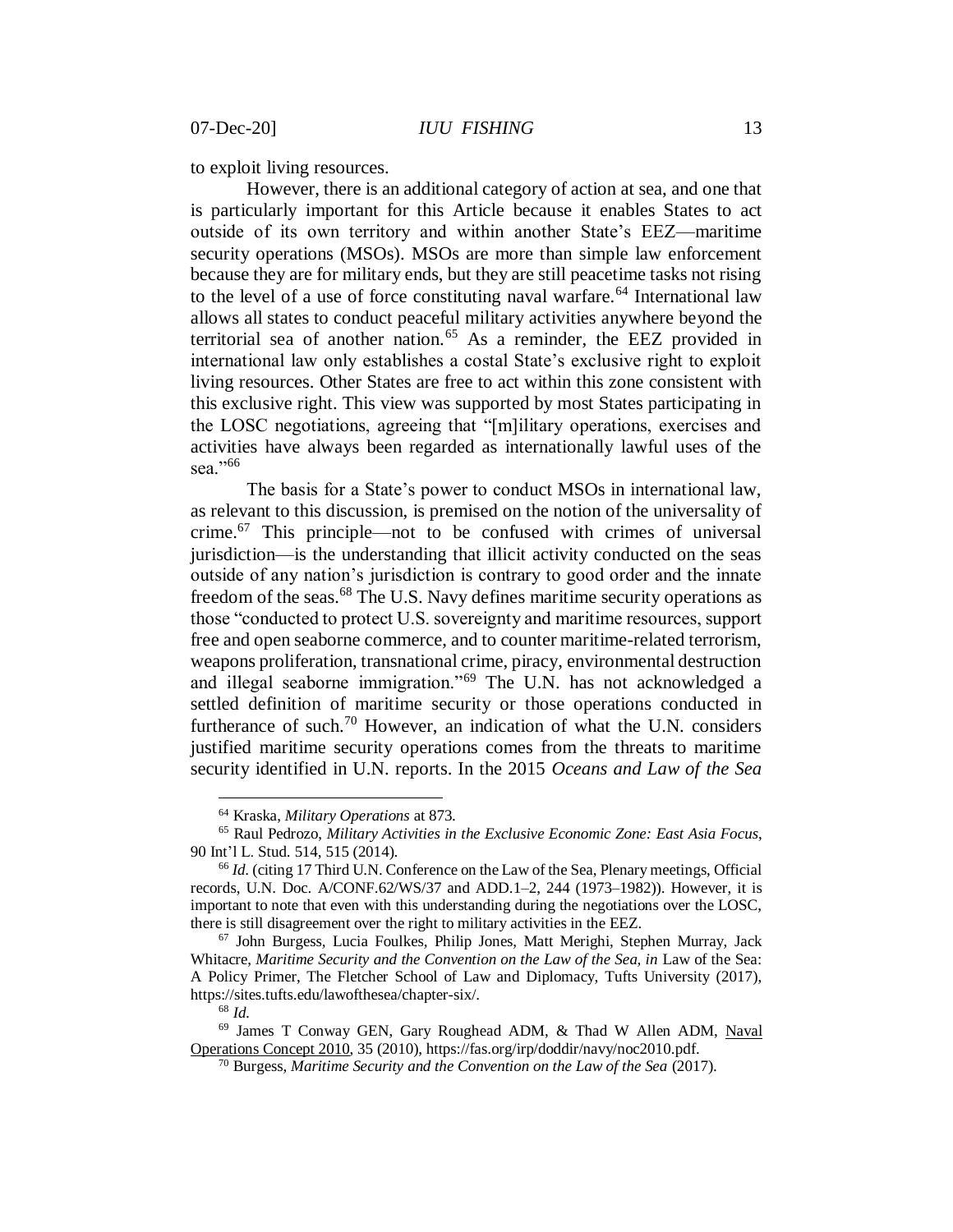to exploit living resources.

However, there is an additional category of action at sea, and one that is particularly important for this Article because it enables States to act outside of its own territory and within another State's EEZ—maritime security operations (MSOs). MSOs are more than simple law enforcement because they are for military ends, but they are still peacetime tasks not rising to the level of a use of force constituting naval warfare.[64] International law allows all states to conduct peaceful military activities anywhere beyond the territorial sea of another nation.[65] As a reminder, the EEZ provided in international law only establishes a costal State's exclusive right to exploit living resources. Other States are free to act within this zone consistent with this exclusive right. This view was supported by most States participating in the LOSC negotiations, agreeing that "[m]ilitary operations, exercises and activities have always been regarded as internationally lawful uses of the sea."[66]

The basis for a State's power to conduct MSOs in international law, as relevant to this discussion, is premised on the notion of the universality of crime.[67] This principle—not to be confused with crimes of universal jurisdiction—is the understanding that illicit activity conducted on the seas outside of any nation's jurisdiction is contrary to good order and the innate freedom of the seas.[68] The U.S. Navy defines maritime security operations as those "conducted to protect U.S. sovereignty and maritime resources, support free and open seaborne commerce, and to counter maritime-related terrorism, weapons proliferation, transnational crime, piracy, environmental destruction and illegal seaborne immigration."[69] The U.N. has not acknowledged a settled definition of maritime security or those operations conducted in furtherance of such.[70] However, an indication of what the U.N. considers justified maritime security operations comes from the threats to maritime security identified in U.N. reports. In the 2015 *Oceans and Law of the Sea*

---

[64] Kraska, *Military Operations* at 873.

[65] Raul Pedrozo, *Military Activities in the Exclusive Economic Zone: East Asia Focus*, 90 Int'l L. Stud. 514, 515 (2014).

[66] *Id.* (citing 17 Third U.N. Conference on the Law of the Sea, Plenary meetings, Official records, U.N. Doc. A/CONF.62/WS/37 and ADD.1–2, 244 (1973–1982)). However, it is important to note that even with this understanding during the negotiations over the LOSC, there is still disagreement over the right to military activities in the EEZ.

[67] John Burgess, Lucia Foulkes, Philip Jones, Matt Merighi, Stephen Murray, Jack Whitacre, *Maritime Security and the Convention on the Law of the Sea, in* Law of the Sea: A Policy Primer, The Fletcher School of Law and Diplomacy, Tufts University (2017), https://sites.tufts.edu/lawofthesea/chapter-six/.

[68] *Id.*

[69] James T Conway GEN, Gary Roughead ADM, & Thad W Allen ADM, Naval Operations Concept 2010, 35 (2010), https://fas.org/irp/doddir/navy/noc2010.pdf.

[70] Burgess, *Maritime Security and the Convention on the Law of the Sea* (2017).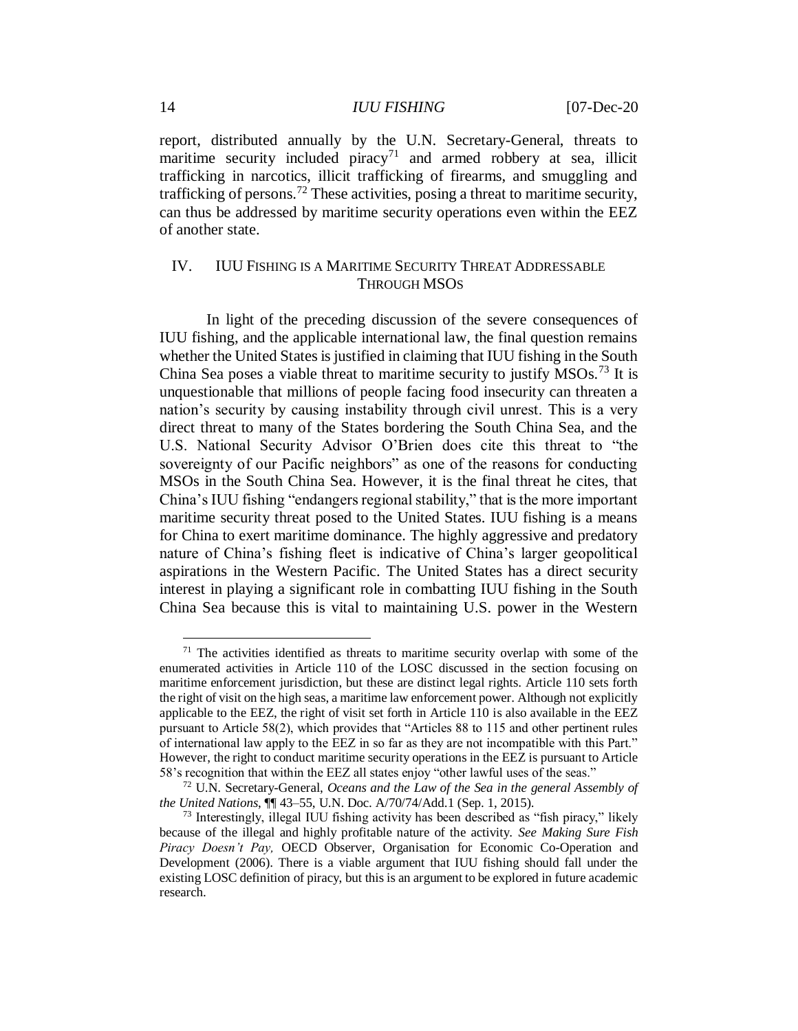report, distributed annually by the U.N. Secretary-General, threats to maritime security included piracy[71] and armed robbery at sea, illicit trafficking in narcotics, illicit trafficking of firearms, and smuggling and trafficking of persons.[72] These activities, posing a threat to maritime security, can thus be addressed by maritime security operations even within the EEZ of another state.

## IV. IUU Fishing is a Maritime Security Threat Addressable Through MSOs

In light of the preceding discussion of the severe consequences of IUU fishing, and the applicable international law, the final question remains whether the United States is justified in claiming that IUU fishing in the South China Sea poses a viable threat to maritime security to justify MSOs.[73] It is unquestionable that millions of people facing food insecurity can threaten a nation's security by causing instability through civil unrest. This is a very direct threat to many of the States bordering the South China Sea, and the U.S. National Security Advisor O'Brien does cite this threat to "the sovereignty of our Pacific neighbors" as one of the reasons for conducting MSOs in the South China Sea. However, it is the final threat he cites, that China's IUU fishing "endangers regional stability," that is the more important maritime security threat posed to the United States. IUU fishing is a means for China to exert maritime dominance. The highly aggressive and predatory nature of China's fishing fleet is indicative of China's larger geopolitical aspirations in the Western Pacific. The United States has a direct security interest in playing a significant role in combatting IUU fishing in the South China Sea because this is vital to maintaining U.S. power in the Western

---

[71] The activities identified as threats to maritime security overlap with some of the enumerated activities in Article 110 of the LOSC discussed in the section focusing on maritime enforcement jurisdiction, but these are distinct legal rights. Article 110 sets forth the right of visit on the high seas, a maritime law enforcement power. Although not explicitly applicable to the EEZ, the right of visit set forth in Article 110 is also available in the EEZ pursuant to Article 58(2), which provides that "Articles 88 to 115 and other pertinent rules of international law apply to the EEZ in so far as they are not incompatible with this Part." However, the right to conduct maritime security operations in the EEZ is pursuant to Article 58's recognition that within the EEZ all states enjoy "other lawful uses of the seas."

[72] U.N. Secretary-General, *Oceans and the Law of the Sea in the general Assembly of the United Nations*, ¶¶ 43–55, U.N. Doc. A/70/74/Add.1 (Sep. 1, 2015).

[73] Interestingly, illegal IUU fishing activity has been described as "fish piracy," likely because of the illegal and highly profitable nature of the activity. *See Making Sure Fish Piracy Doesn't Pay,* OECD Observer, Organisation for Economic Co-Operation and Development (2006). There is a viable argument that IUU fishing should fall under the existing LOSC definition of piracy, but this is an argument to be explored in future academic research.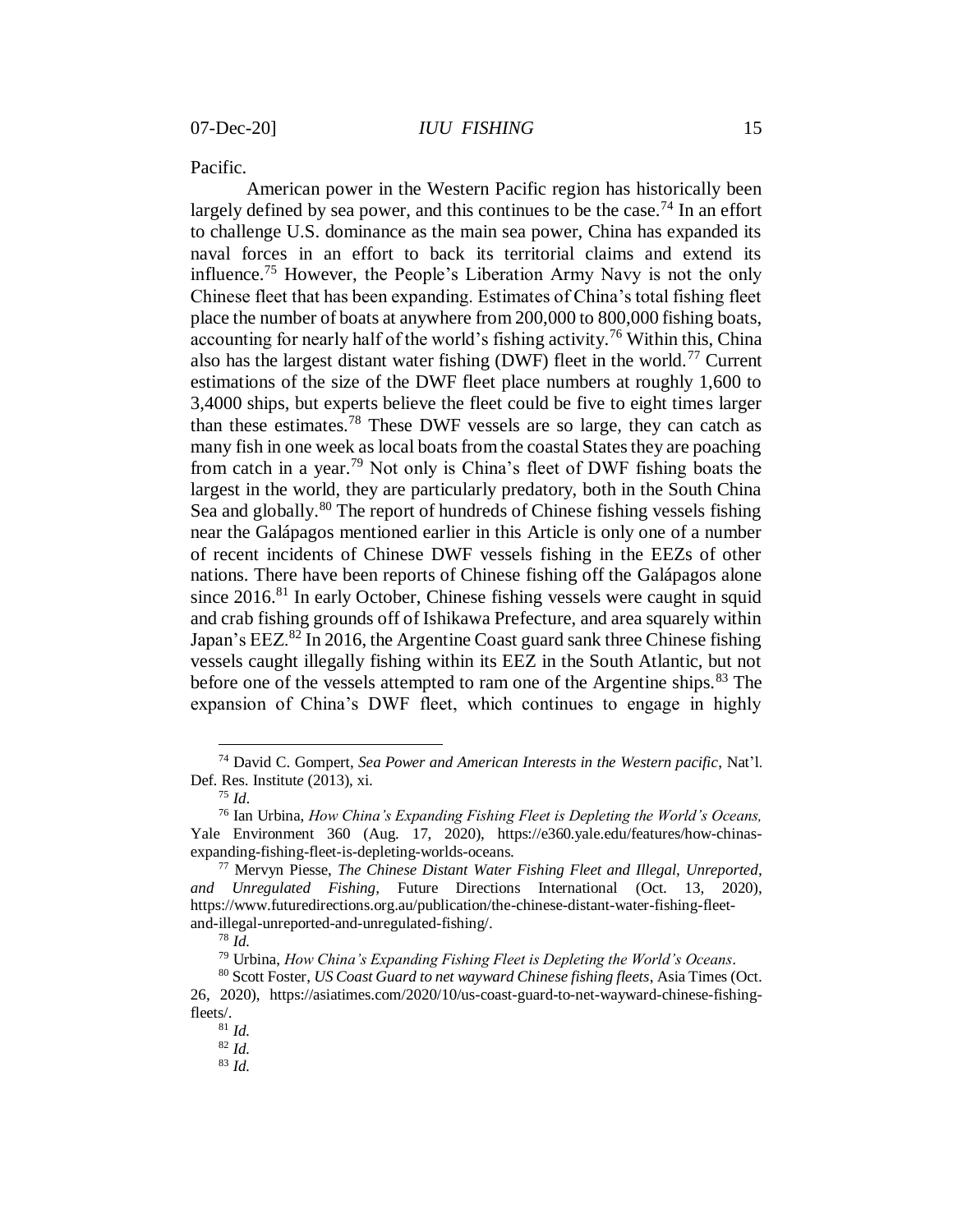Pacific.

American power in the Western Pacific region has historically been largely defined by sea power, and this continues to be the case.[74] In an effort to challenge U.S. dominance as the main sea power, China has expanded its naval forces in an effort to back its territorial claims and extend its influence.[75] However, the People's Liberation Army Navy is not the only Chinese fleet that has been expanding. Estimates of China's total fishing fleet place the number of boats at anywhere from 200,000 to 800,000 fishing boats, accounting for nearly half of the world's fishing activity.[76] Within this, China also has the largest distant water fishing (DWF) fleet in the world.[77] Current estimations of the size of the DWF fleet place numbers at roughly 1,600 to 3,4000 ships, but experts believe the fleet could be five to eight times larger than these estimates.[78] These DWF vessels are so large, they can catch as many fish in one week as local boats from the coastal States they are poaching from catch in a year.[79] Not only is China's fleet of DWF fishing boats the largest in the world, they are particularly predatory, both in the South China Sea and globally.[80] The report of hundreds of Chinese fishing vessels fishing near the Galápagos mentioned earlier in this Article is only one of a number of recent incidents of Chinese DWF vessels fishing in the EEZs of other nations. There have been reports of Chinese fishing off the Galápagos alone since 2016.[81] In early October, Chinese fishing vessels were caught in squid and crab fishing grounds off of Ishikawa Prefecture, and area squarely within Japan's EEZ.[82] In 2016, the Argentine Coast guard sank three Chinese fishing vessels caught illegally fishing within its EEZ in the South Atlantic, but not before one of the vessels attempted to ram one of the Argentine ships.[83] The expansion of China's DWF fleet, which continues to engage in highly

---

[74] David C. Gompert, *Sea Power and American Interests in the Western pacific*, Nat'l. Def. Res. Institute (2013), xi.

[75] *Id*.

[76] Ian Urbina, *How China's Expanding Fishing Fleet is Depleting the World's Oceans,* Yale Environment 360 (Aug. 17, 2020), https://e360.yale.edu/features/how-chinas-expanding-fishing-fleet-is-depleting-worlds-oceans.

[77] Mervyn Piesse, *The Chinese Distant Water Fishing Fleet and Illegal, Unreported, and Unregulated Fishing*, Future Directions International (Oct. 13, 2020), https://www.futuredirections.org.au/publication/the-chinese-distant-water-fishing-fleet-and-illegal-unreported-and-unregulated-fishing/.

[78] *Id.*

[79] Urbina, *How China's Expanding Fishing Fleet is Depleting the World's Oceans*.

[80] Scott Foster, *US Coast Guard to net wayward Chinese fishing fleets*, Asia Times (Oct. 26, 2020), https://asiatimes.com/2020/10/us-coast-guard-to-net-wayward-chinese-fishing-fleets/.

[81] *Id.*

[82] *Id.*

[83] *Id.*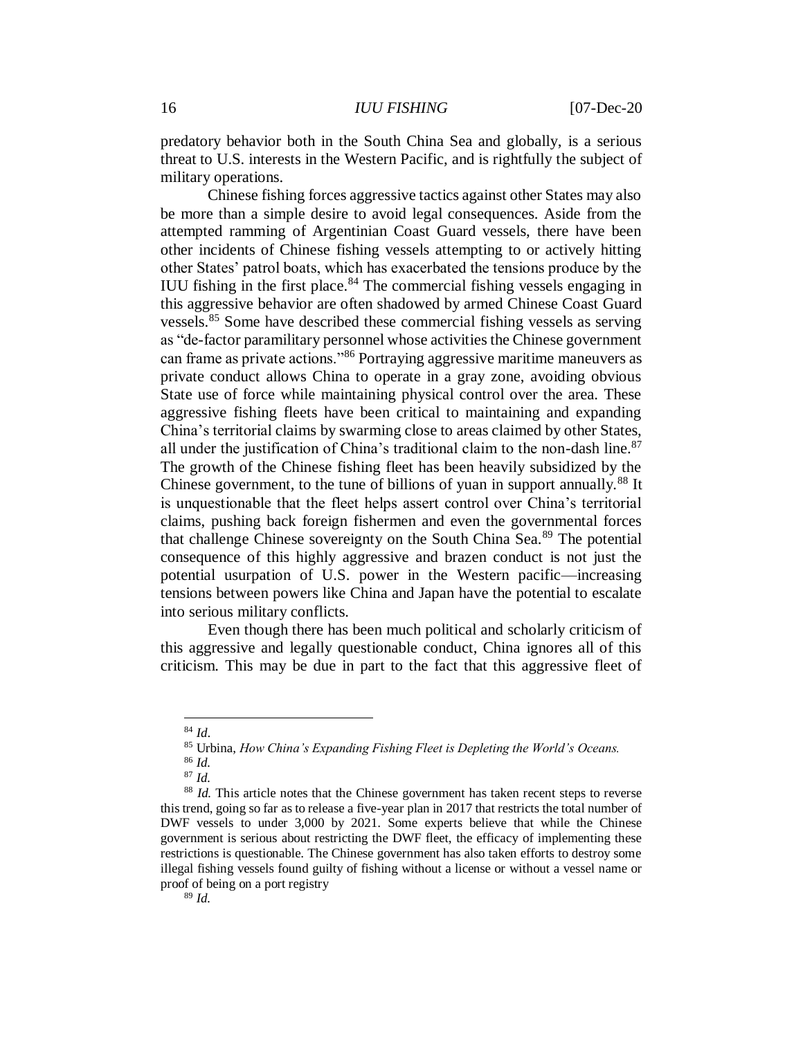predatory behavior both in the South China Sea and globally, is a serious threat to U.S. interests in the Western Pacific, and is rightfully the subject of military operations.

Chinese fishing forces aggressive tactics against other States may also be more than a simple desire to avoid legal consequences. Aside from the attempted ramming of Argentinian Coast Guard vessels, there have been other incidents of Chinese fishing vessels attempting to or actively hitting other States' patrol boats, which has exacerbated the tensions produce by the IUU fishing in the first place.[84] The commercial fishing vessels engaging in this aggressive behavior are often shadowed by armed Chinese Coast Guard vessels.[85] Some have described these commercial fishing vessels as serving as "de-factor paramilitary personnel whose activities the Chinese government can frame as private actions."[86] Portraying aggressive maritime maneuvers as private conduct allows China to operate in a gray zone, avoiding obvious State use of force while maintaining physical control over the area. These aggressive fishing fleets have been critical to maintaining and expanding China's territorial claims by swarming close to areas claimed by other States, all under the justification of China's traditional claim to the non-dash line.[87] The growth of the Chinese fishing fleet has been heavily subsidized by the Chinese government, to the tune of billions of yuan in support annually.[88] It is unquestionable that the fleet helps assert control over China's territorial claims, pushing back foreign fishermen and even the governmental forces that challenge Chinese sovereignty on the South China Sea.[89] The potential consequence of this highly aggressive and brazen conduct is not just the potential usurpation of U.S. power in the Western pacific—increasing tensions between powers like China and Japan have the potential to escalate into serious military conflicts.

Even though there has been much political and scholarly criticism of this aggressive and legally questionable conduct, China ignores all of this criticism. This may be due in part to the fact that this aggressive fleet of

---

[84] *Id*.

[85] Urbina, *How China's Expanding Fishing Fleet is Depleting the World's Oceans.*

[86] *Id.*

[87] *Id.*

[88] *Id.* This article notes that the Chinese government has taken recent steps to reverse this trend, going so far as to release a five-year plan in 2017 that restricts the total number of DWF vessels to under 3,000 by 2021. Some experts believe that while the Chinese government is serious about restricting the DWF fleet, the efficacy of implementing these restrictions is questionable. The Chinese government has also taken efforts to destroy some illegal fishing vessels found guilty of fishing without a license or without a vessel name or proof of being on a port registry

[89] *Id.*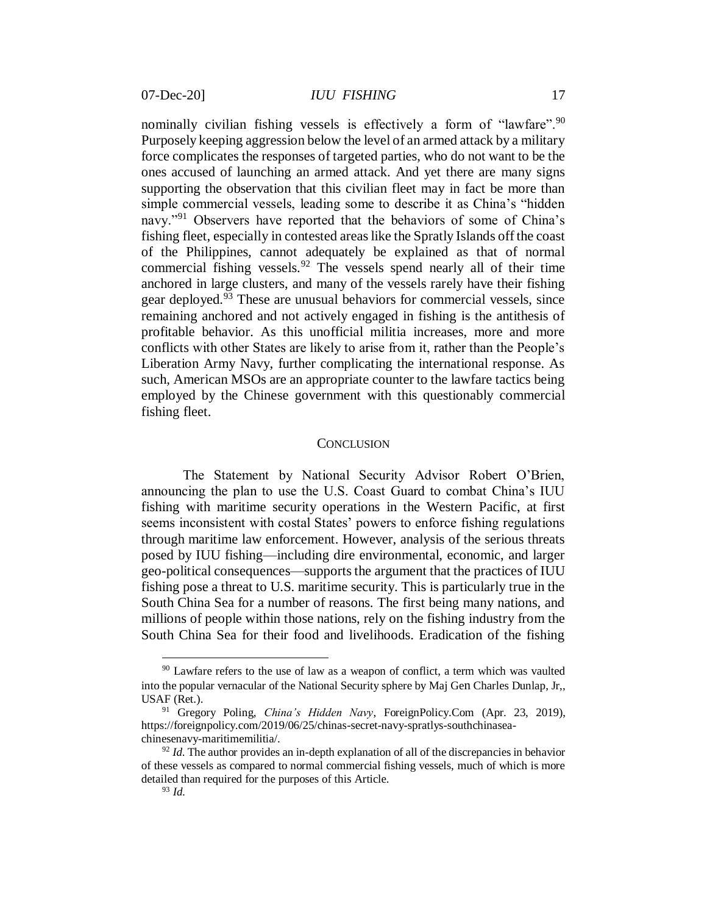nominally civilian fishing vessels is effectively a form of "lawfare".[90] Purposely keeping aggression below the level of an armed attack by a military force complicates the responses of targeted parties, who do not want to be the ones accused of launching an armed attack. And yet there are many signs supporting the observation that this civilian fleet may in fact be more than simple commercial vessels, leading some to describe it as China's "hidden navy."[91] Observers have reported that the behaviors of some of China's fishing fleet, especially in contested areas like the Spratly Islands off the coast of the Philippines, cannot adequately be explained as that of normal commercial fishing vessels.[92] The vessels spend nearly all of their time anchored in large clusters, and many of the vessels rarely have their fishing gear deployed.[93] These are unusual behaviors for commercial vessels, since remaining anchored and not actively engaged in fishing is the antithesis of profitable behavior. As this unofficial militia increases, more and more conflicts with other States are likely to arise from it, rather than the People's Liberation Army Navy, further complicating the international response. As such, American MSOs are an appropriate counter to the lawfare tactics being employed by the Chinese government with this questionably commercial fishing fleet.

## CONCLUSION

The Statement by National Security Advisor Robert O'Brien, announcing the plan to use the U.S. Coast Guard to combat China's IUU fishing with maritime security operations in the Western Pacific, at first seems inconsistent with costal States' powers to enforce fishing regulations through maritime law enforcement. However, analysis of the serious threats posed by IUU fishing—including dire environmental, economic, and larger geo-political consequences—supports the argument that the practices of IUU fishing pose a threat to U.S. maritime security. This is particularly true in the South China Sea for a number of reasons. The first being many nations, and millions of people within those nations, rely on the fishing industry from the South China Sea for their food and livelihoods. Eradication of the fishing

---

[90] Lawfare refers to the use of law as a weapon of conflict, a term which was vaulted into the popular vernacular of the National Security sphere by Maj Gen Charles Dunlap, Jr,, USAF (Ret.).

[91] Gregory Poling, *China's Hidden Navy*, ForeignPolicy.Com (Apr. 23, 2019), https://foreignpolicy.com/2019/06/25/chinas-secret-navy-spratlys-southchinasea-chinesenavy-maritimemilitia/.

[92] *Id.* The author provides an in-depth explanation of all of the discrepancies in behavior of these vessels as compared to normal commercial fishing vessels, much of which is more detailed than required for the purposes of this Article.

[93] *Id.*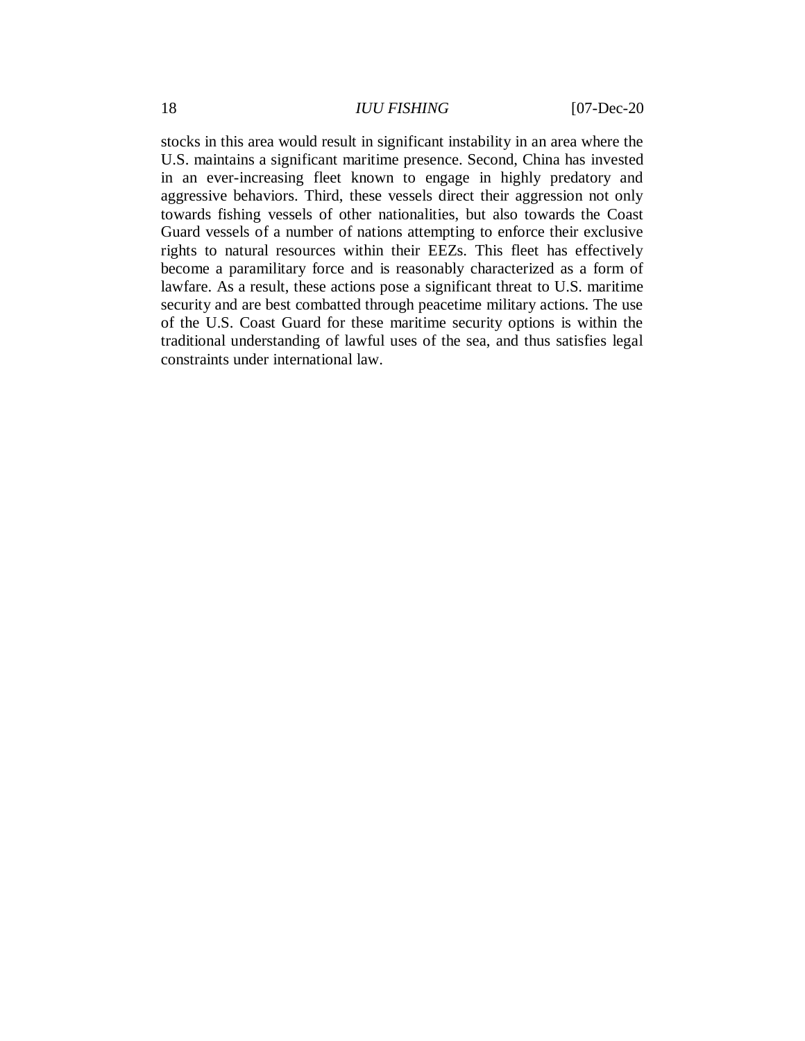stocks in this area would result in significant instability in an area where the U.S. maintains a significant maritime presence. Second, China has invested in an ever-increasing fleet known to engage in highly predatory and aggressive behaviors. Third, these vessels direct their aggression not only towards fishing vessels of other nationalities, but also towards the Coast Guard vessels of a number of nations attempting to enforce their exclusive rights to natural resources within their EEZs. This fleet has effectively become a paramilitary force and is reasonably characterized as a form of lawfare. As a result, these actions pose a significant threat to U.S. maritime security and are best combatted through peacetime military actions. The use of the U.S. Coast Guard for these maritime security options is within the traditional understanding of lawful uses of the sea, and thus satisfies legal constraints under international law.